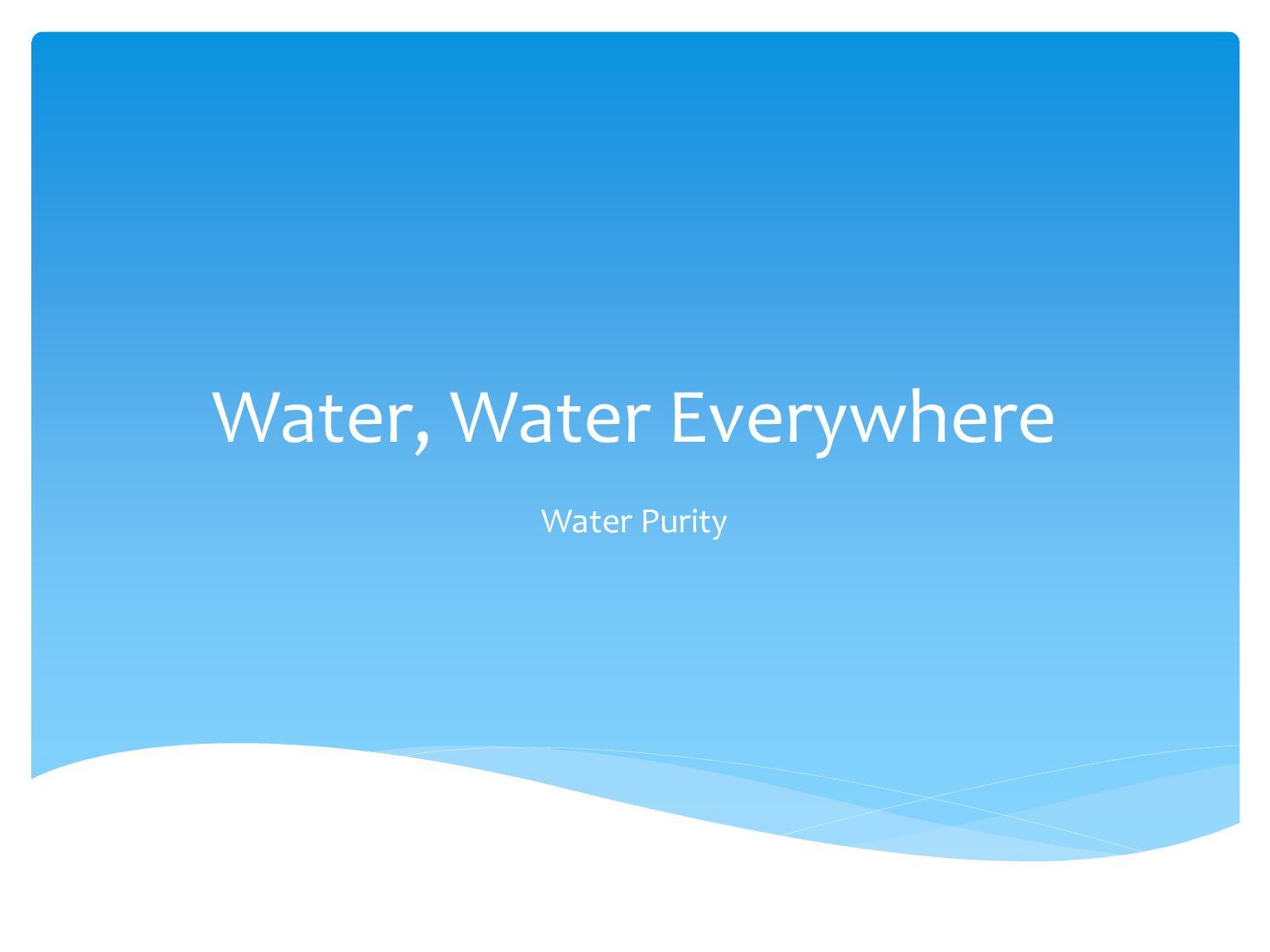# Water, Water Everywhere

Water Purity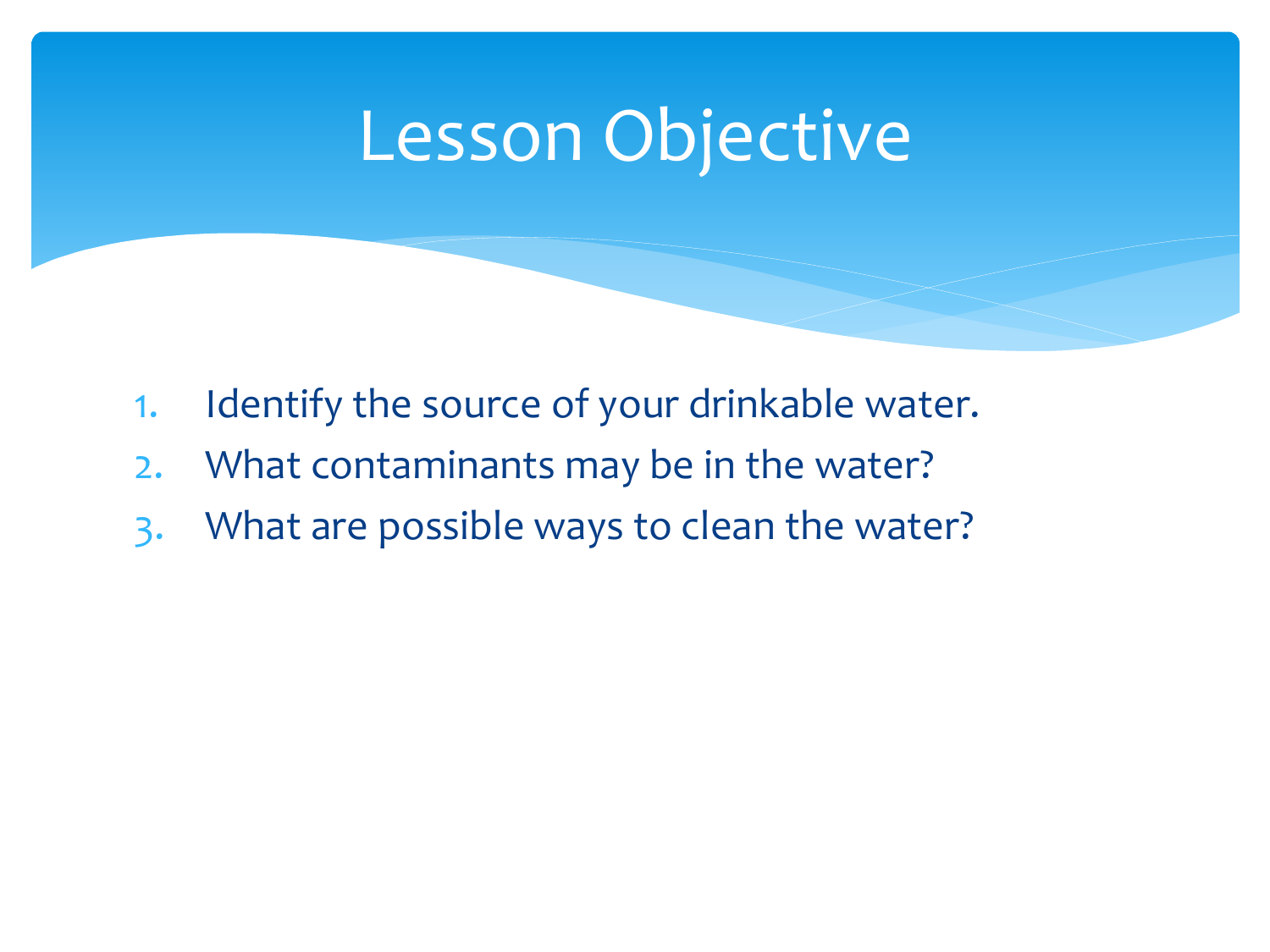# Lesson Objective

1. Identify the source of your drinkable water.
2. What contaminants may be in the water?
3. What are possible ways to clean the water?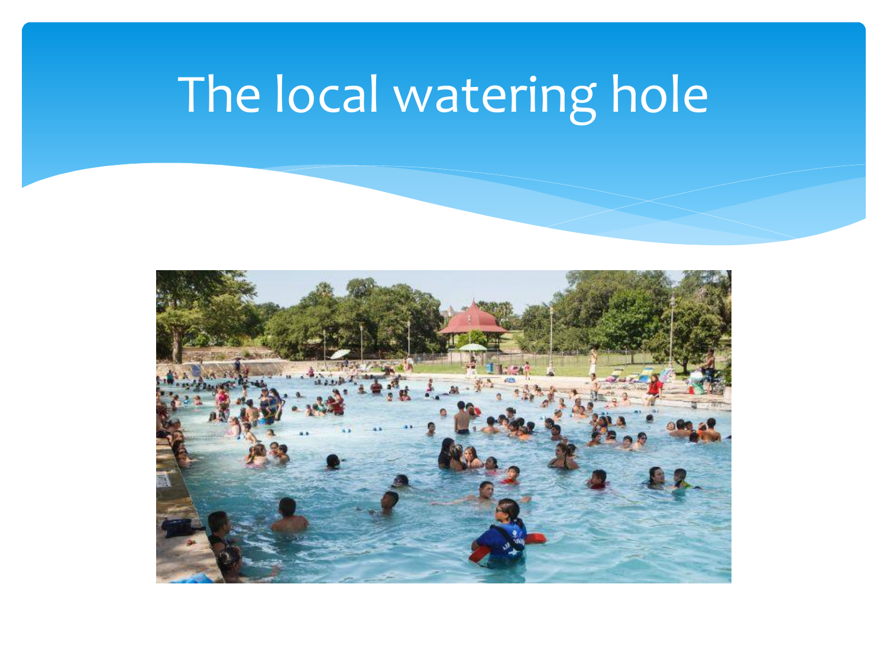# The local watering hole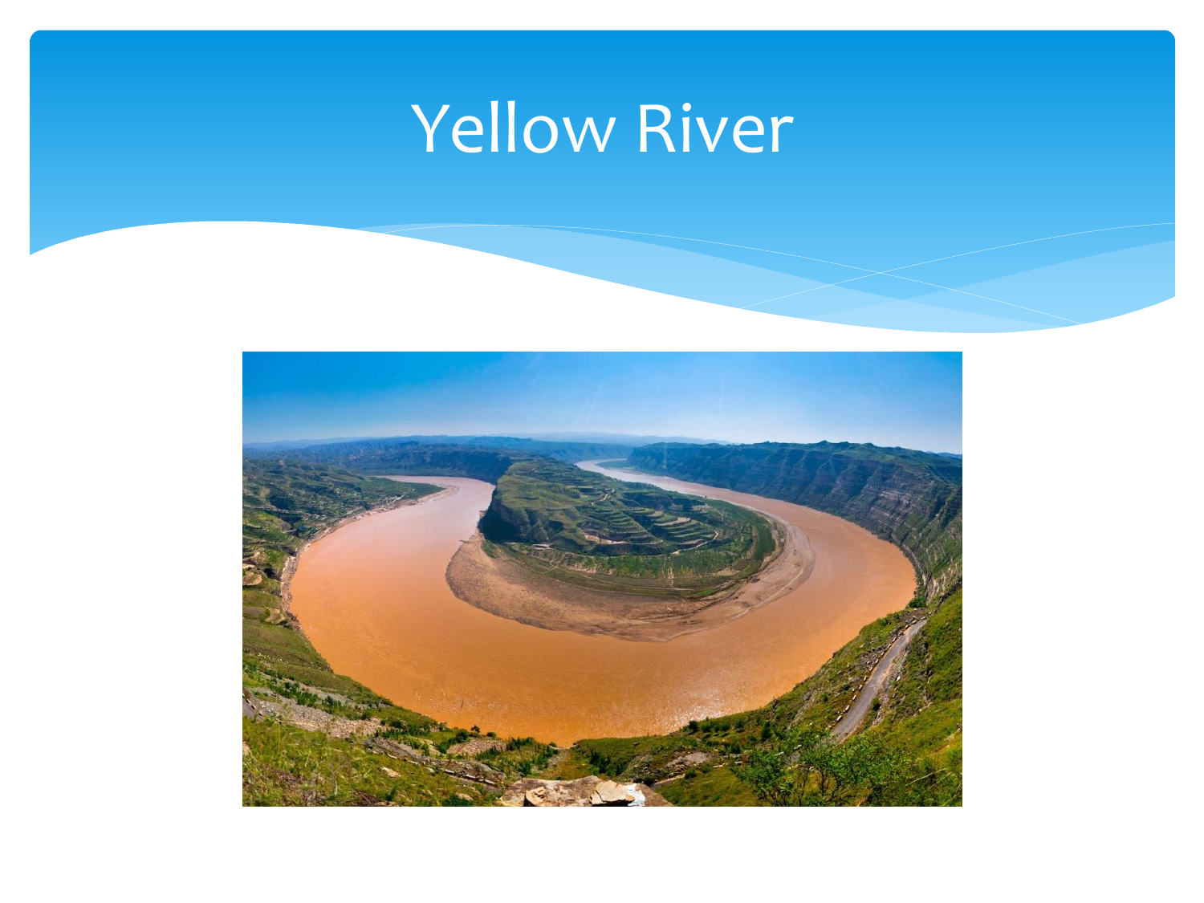# Yellow River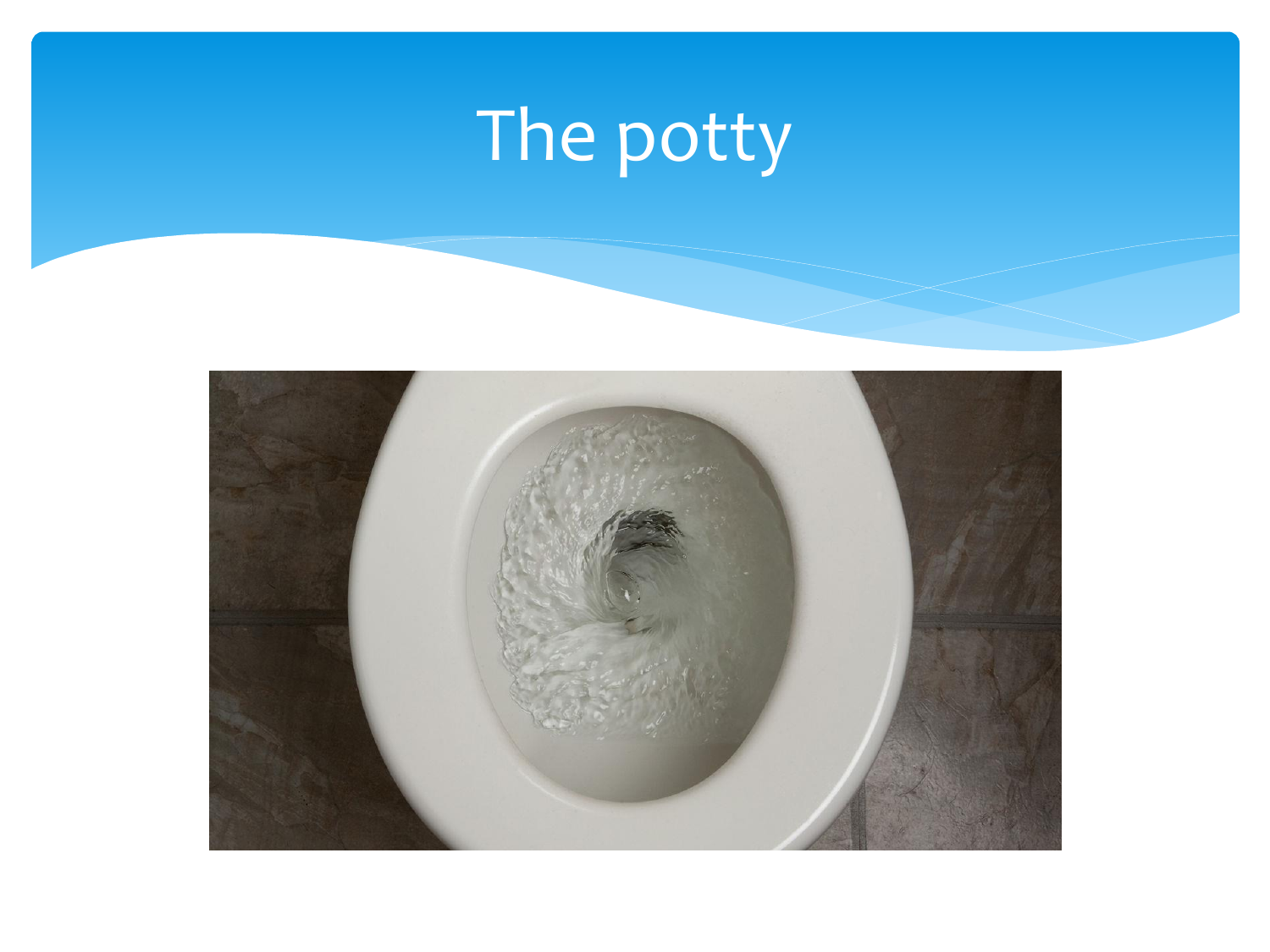# The potty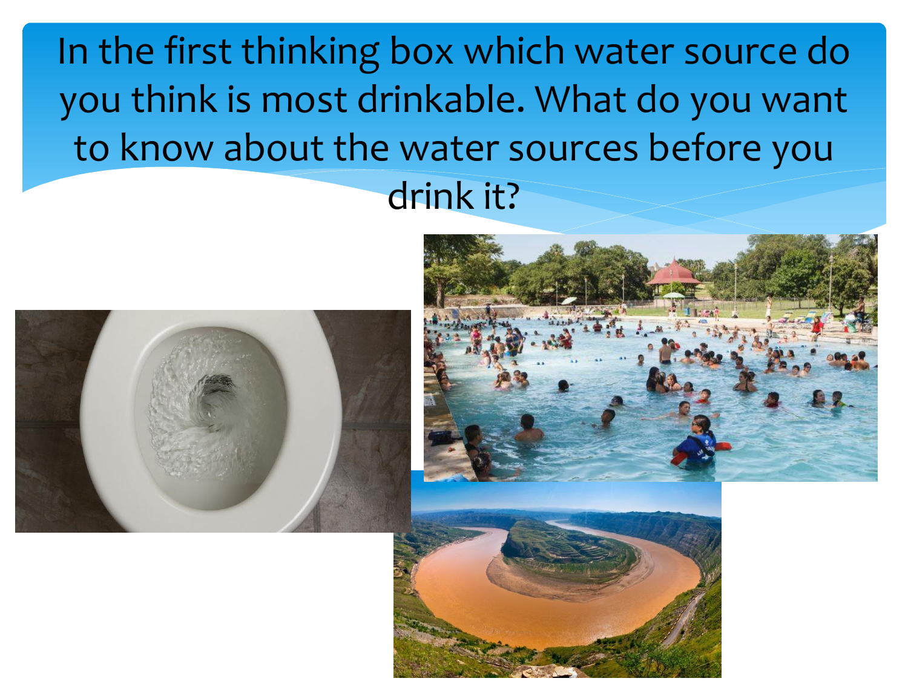In the first thinking box which water source do you think is most drinkable. What do you want to know about the water sources before you drink it?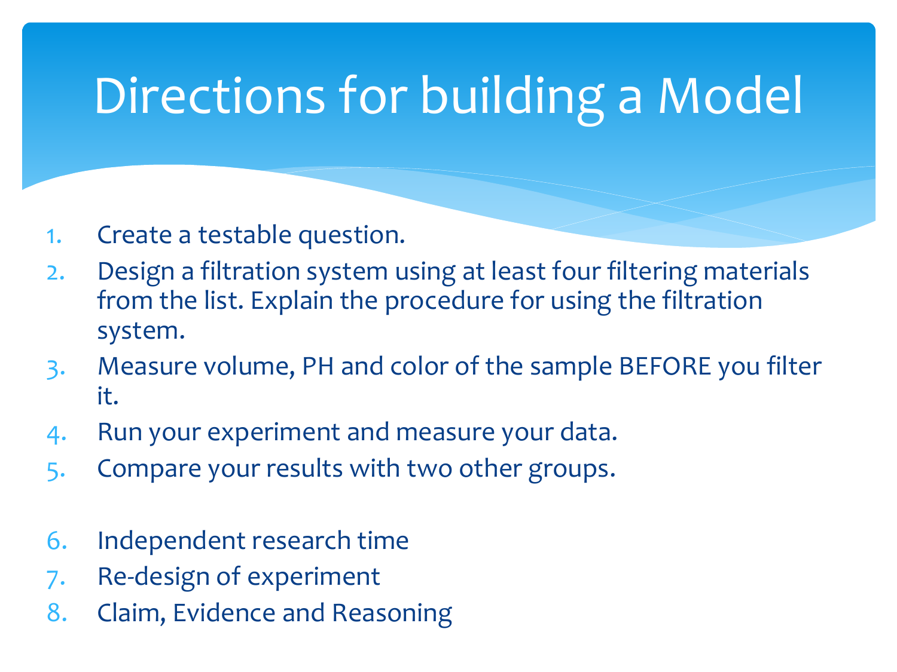# Directions for building a Model

1. Create a testable question.
2. Design a filtration system using at least four filtering materials from the list. Explain the procedure for using the filtration system.
3. Measure volume, PH and color of the sample BEFORE you filter it.
4. Run your experiment and measure your data.
5. Compare your results with two other groups.

6. Independent research time
7. Re-design of experiment
8. Claim, Evidence and Reasoning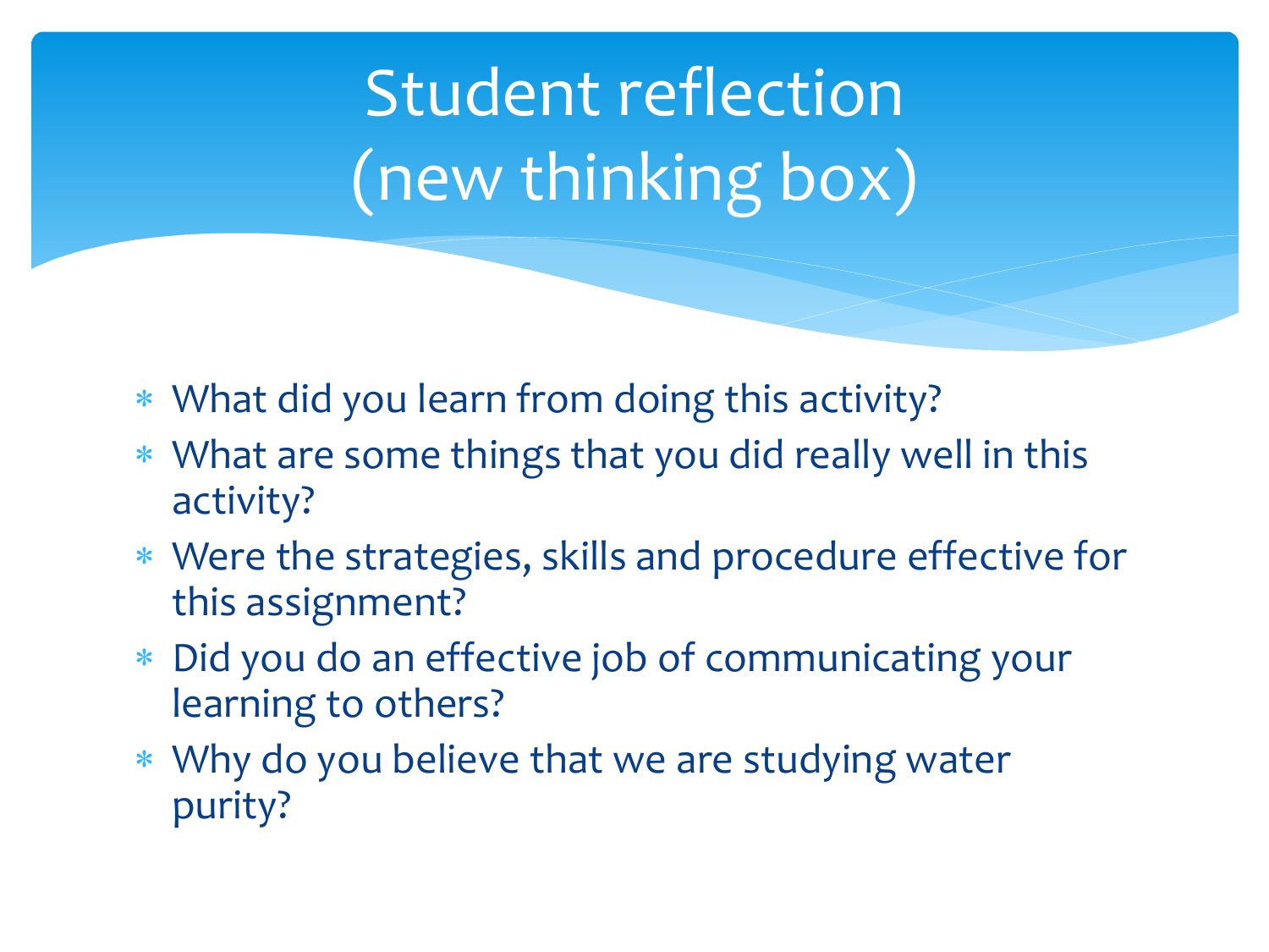# Student reflection (new thinking box)

- What did you learn from doing this activity?
- What are some things that you did really well in this activity?
- Were the strategies, skills and procedure effective for this assignment?
- Did you do an effective job of communicating your learning to others?
- Why do you believe that we are studying water purity?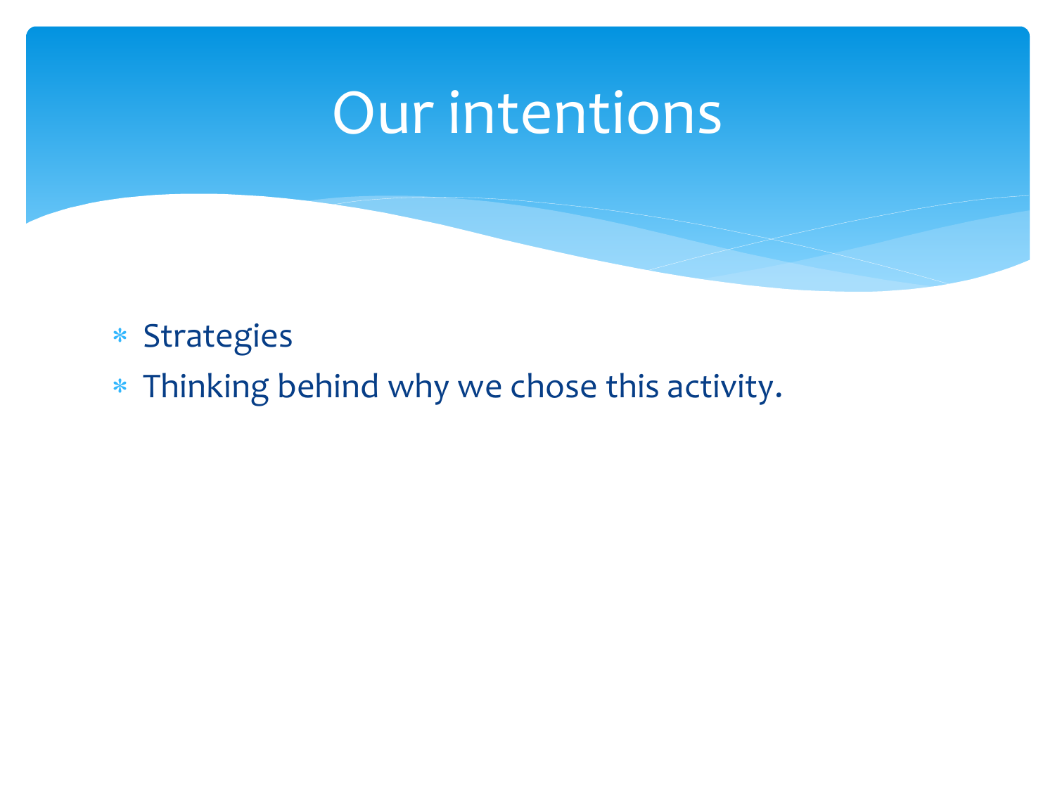# Our intentions

- Strategies
- Thinking behind why we chose this activity.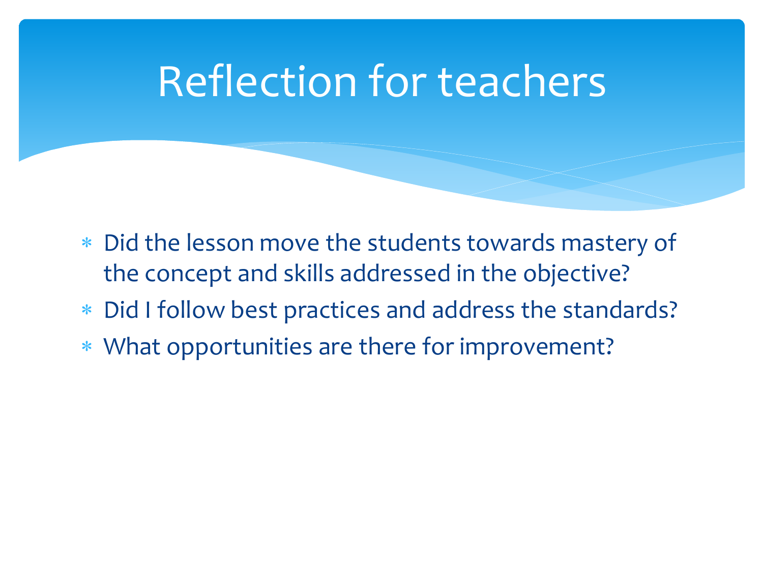# Reflection for teachers

* Did the lesson move the students towards mastery of the concept and skills addressed in the objective?
* Did I follow best practices and address the standards?
* What opportunities are there for improvement?